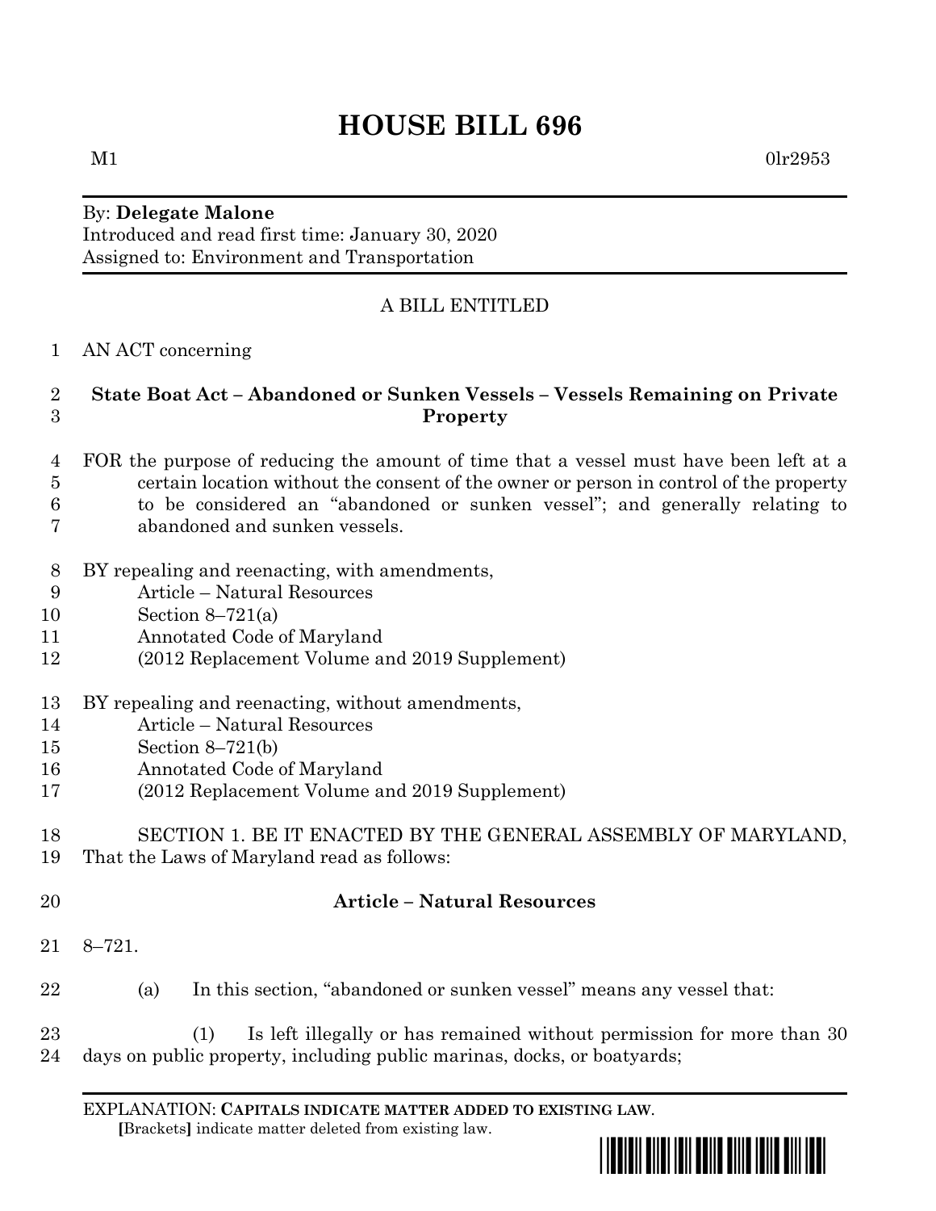# HOUSE BILL 696

M1 0lr2953

By: **Delegate Malone**
Introduced and read first time: January 30, 2020
Assigned to: Environment and Transportation

A BILL ENTITLED

1 AN ACT concerning

2 **State Boat Act – Abandoned or Sunken Vessels – Vessels Remaining on Private**
3 **Property**

4 FOR the purpose of reducing the amount of time that a vessel must have been left at a
5 certain location without the consent of the owner or person in control of the property
6 to be considered an "abandoned or sunken vessel"; and generally relating to
7 abandoned and sunken vessels.

8 BY repealing and reenacting, with amendments,
9 Article – Natural Resources
10 Section 8–721(a)
11 Annotated Code of Maryland
12 (2012 Replacement Volume and 2019 Supplement)

13 BY repealing and reenacting, without amendments,
14 Article – Natural Resources
15 Section 8–721(b)
16 Annotated Code of Maryland
17 (2012 Replacement Volume and 2019 Supplement)

18 SECTION 1. BE IT ENACTED BY THE GENERAL ASSEMBLY OF MARYLAND,
19 That the Laws of Maryland read as follows:

20 **Article – Natural Resources**

21 8–721.

22 (a) In this section, "abandoned or sunken vessel" means any vessel that:

23 (1) Is left illegally or has remained without permission for more than 30
24 days on public property, including public marinas, docks, or boatyards;

EXPLANATION: **CAPITALS INDICATE MATTER ADDED TO EXISTING LAW**.
**[**Brackets**]** indicate matter deleted from existing law.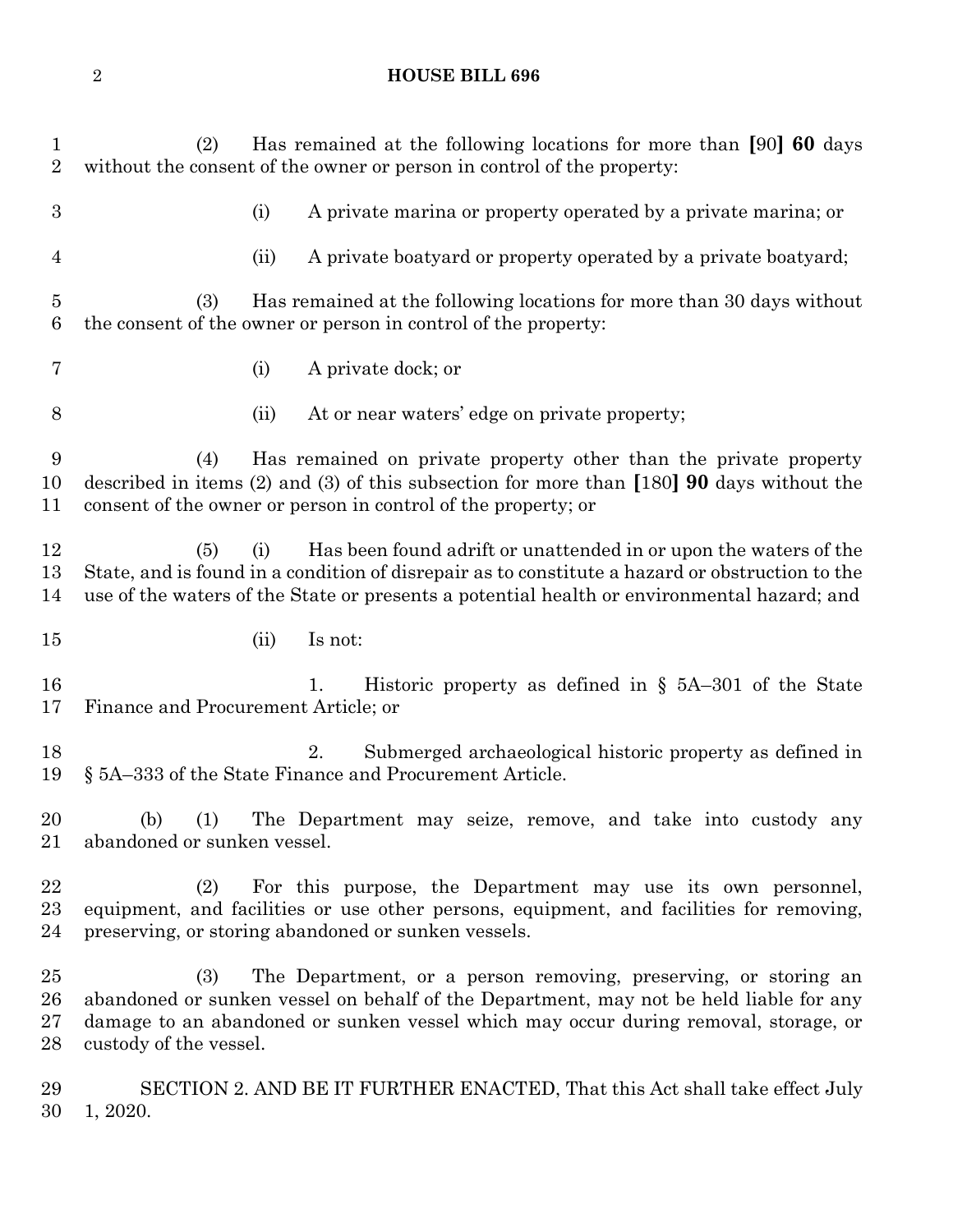(2) Has remained at the following locations for more than [90] **60** days without the consent of the owner or person in control of the property:

(i) A private marina or property operated by a private marina; or

(ii) A private boatyard or property operated by a private boatyard;

(3) Has remained at the following locations for more than 30 days without the consent of the owner or person in control of the property:

(i) A private dock; or

(ii) At or near waters' edge on private property;

(4) Has remained on private property other than the private property described in items (2) and (3) of this subsection for more than [180] **90** days without the consent of the owner or person in control of the property; or

(5) (i) Has been found adrift or unattended in or upon the waters of the State, and is found in a condition of disrepair as to constitute a hazard or obstruction to the use of the waters of the State or presents a potential health or environmental hazard; and

(ii) Is not:

1. Historic property as defined in § 5A–301 of the State Finance and Procurement Article; or

2. Submerged archaeological historic property as defined in § 5A–333 of the State Finance and Procurement Article.

(b) (1) The Department may seize, remove, and take into custody any abandoned or sunken vessel.

(2) For this purpose, the Department may use its own personnel, equipment, and facilities or use other persons, equipment, and facilities for removing, preserving, or storing abandoned or sunken vessels.

(3) The Department, or a person removing, preserving, or storing an abandoned or sunken vessel on behalf of the Department, may not be held liable for any damage to an abandoned or sunken vessel which may occur during removal, storage, or custody of the vessel.

SECTION 2. AND BE IT FURTHER ENACTED, That this Act shall take effect July 1, 2020.